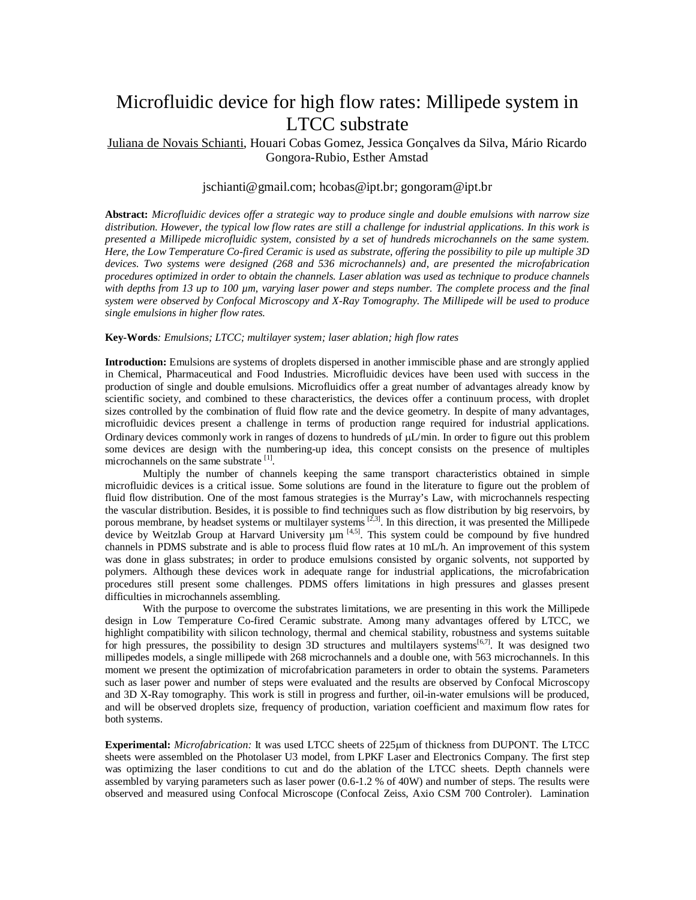# Microfluidic device for high flow rates: Millipede system in LTCC substrate

Juliana de Novais Schianti, Houari Cobas Gomez, Jessica Gonçalves da Silva, Mário Ricardo Gongora-Rubio, Esther Amstad

jschianti@gmail.com; hcobas@ipt.br; gongoram@ipt.br

**Abstract:** *Microfluidic devices offer a strategic way to produce single and double emulsions with narrow size distribution. However, the typical low flow rates are still a challenge for industrial applications. In this work is presented a Millipede microfluidic system, consisted by a set of hundreds microchannels on the same system. Here, the Low Temperature Co-fired Ceramic is used as substrate, offering the possibility to pile up multiple 3D devices. Two systems were designed (268 and 536 microchannels) and, are presented the microfabrication procedures optimized in order to obtain the channels. Laser ablation was used as technique to produce channels with depths from 13 up to 100 µm, varying laser power and steps number. The complete process and the final system were observed by Confocal Microscopy and X-Ray Tomography. The Millipede will be used to produce single emulsions in higher flow rates.*

**Key-Words**: *Emulsions; LTCC; multilayer system; laser ablation; high flow rates*

**Introduction:** Emulsions are systems of droplets dispersed in another immiscible phase and are strongly applied in Chemical, Pharmaceutical and Food Industries. Microfluidic devices have been used with success in the production of single and double emulsions. Microfluidics offer a great number of advantages already know by scientific society, and combined to these characteristics, the devices offer a continuum process, with droplet sizes controlled by the combination of fluid flow rate and the device geometry. In despite of many advantages, microfluidic devices present a challenge in terms of production range required for industrial applications. Ordinary devices commonly work in ranges of dozens to hundreds of µL/min. In order to figure out this problem some devices are design with the numbering-up idea, this concept consists on the presence of multiples microchannels on the same substrate [1].

Multiply the number of channels keeping the same transport characteristics obtained in simple microfluidic devices is a critical issue. Some solutions are found in the literature to figure out the problem of fluid flow distribution. One of the most famous strategies is the Murray's Law, with microchannels respecting the vascular distribution. Besides, it is possible to find techniques such as flow distribution by big reservoirs, by porous membrane, by headset systems or multilayer systems [2,3]. In this direction, it was presented the Millipede device by Weitzlab Group at Harvard University µm [4,5]. This system could be compound by five hundred channels in PDMS substrate and is able to process fluid flow rates at 10 mL/h. An improvement of this system was done in glass substrates; in order to produce emulsions consisted by organic solvents, not supported by polymers. Although these devices work in adequate range for industrial applications, the microfabrication procedures still present some challenges. PDMS offers limitations in high pressures and glasses present difficulties in microchannels assembling.

With the purpose to overcome the substrates limitations, we are presenting in this work the Millipede design in Low Temperature Co-fired Ceramic substrate. Among many advantages offered by LTCC, we highlight compatibility with silicon technology, thermal and chemical stability, robustness and systems suitable for high pressures, the possibility to design 3D structures and multilayers systems[6,7]. It was designed two millipedes models, a single millipede with 268 microchannels and a double one, with 563 microchannels. In this moment we present the optimization of microfabrication parameters in order to obtain the systems. Parameters such as laser power and number of steps were evaluated and the results are observed by Confocal Microscopy and 3D X-Ray tomography. This work is still in progress and further, oil-in-water emulsions will be produced, and will be observed droplets size, frequency of production, variation coefficient and maximum flow rates for both systems.

**Experimental:** *Microfabrication:* It was used LTCC sheets of 225µm of thickness from DUPONT. The LTCC sheets were assembled on the Photolaser U3 model, from LPKF Laser and Electronics Company. The first step was optimizing the laser conditions to cut and do the ablation of the LTCC sheets. Depth channels were assembled by varying parameters such as laser power (0.6-1.2 % of 40W) and number of steps. The results were observed and measured using Confocal Microscope (Confocal Zeiss, Axio CSM 700 Controler). Lamination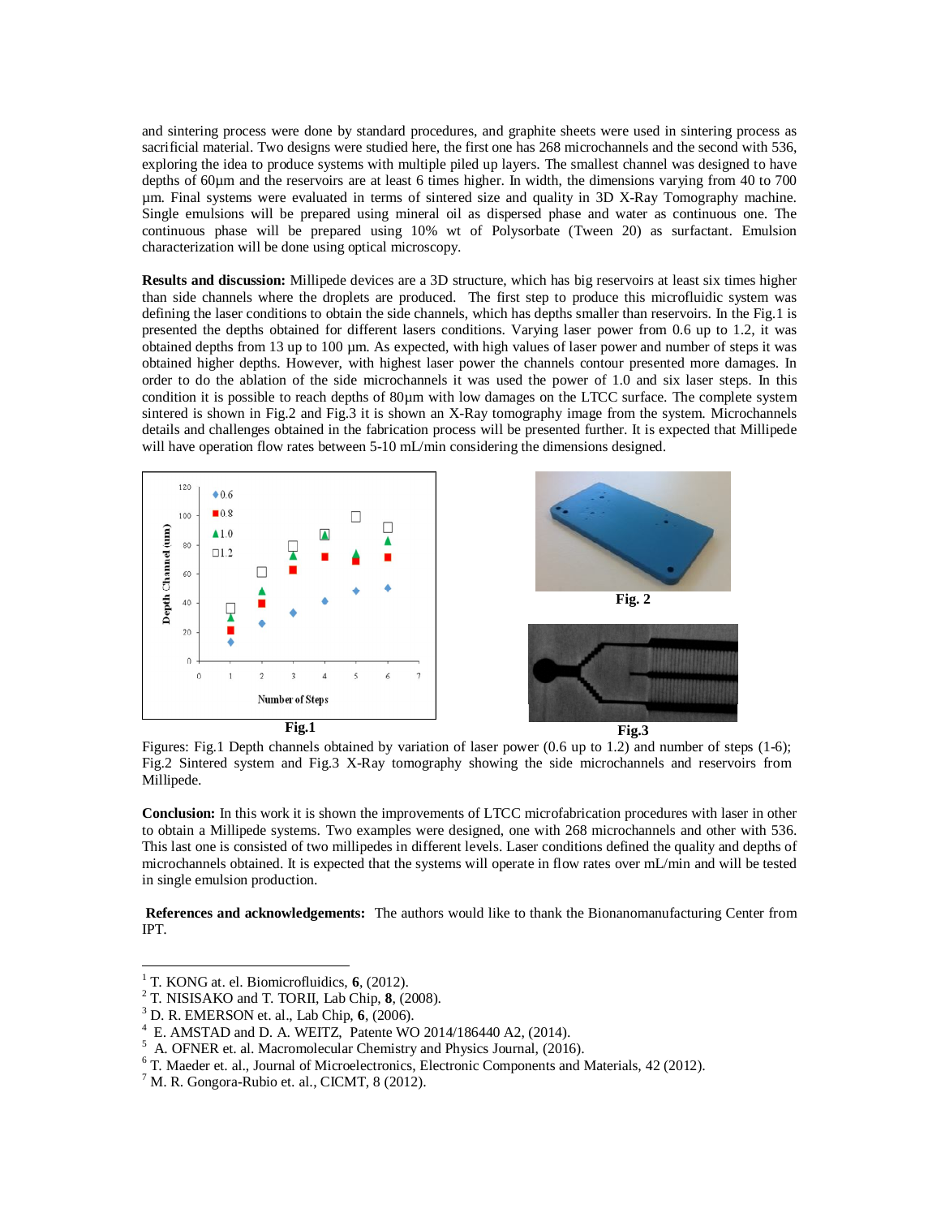and sintering process were done by standard procedures, and graphite sheets were used in sintering process as sacrificial material. Two designs were studied here, the first one has 268 microchannels and the second with 536, exploring the idea to produce systems with multiple piled up layers. The smallest channel was designed to have depths of 60µm and the reservoirs are at least 6 times higher. In width, the dimensions varying from 40 to 700 µm. Final systems were evaluated in terms of sintered size and quality in 3D X-Ray Tomography machine. Single emulsions will be prepared using mineral oil as dispersed phase and water as continuous one. The continuous phase will be prepared using 10% wt of Polysorbate (Tween 20) as surfactant. Emulsion characterization will be done using optical microscopy.

**Results and discussion:** Millipede devices are a 3D structure, which has big reservoirs at least six times higher than side channels where the droplets are produced. The first step to produce this microfluidic system was defining the laser conditions to obtain the side channels, which has depths smaller than reservoirs. In the Fig.1 is presented the depths obtained for different lasers conditions. Varying laser power from 0.6 up to 1.2, it was obtained depths from 13 up to 100 µm. As expected, with high values of laser power and number of steps it was obtained higher depths. However, with highest laser power the channels contour presented more damages. In order to do the ablation of the side microchannels it was used the power of 1.0 and six laser steps. In this condition it is possible to reach depths of 80µm with low damages on the LTCC surface. The complete system sintered is shown in Fig.2 and Fig.3 it is shown an X-Ray tomography image from the system. Microchannels details and challenges obtained in the fabrication process will be presented further. It is expected that Millipede will have operation flow rates between 5-10 mL/min considering the dimensions designed.

Depth Channel (um)

120
100
80
60
40
20
0

0 1 2 3 4 5 6 7

Number of Steps

0.6
0.8
1.0
1.2

**Fig.1**

**Fig. 2**

**Fig.3**

Figures: Fig.1 Depth channels obtained by variation of laser power (0.6 up to 1.2) and number of steps (1-6); Fig.2 Sintered system and Fig.3 X-Ray tomography showing the side microchannels and reservoirs from Millipede.

**Conclusion:** In this work it is shown the improvements of LTCC microfabrication procedures with laser in other to obtain a Millipede systems. Two examples were designed, one with 268 microchannels and other with 536. This last one is consisted of two millipedes in different levels. Laser conditions defined the quality and depths of microchannels obtained. It is expected that the systems will operate in flow rates over mL/min and will be tested in single emulsion production.

**References and acknowledgements:** The authors would like to thank the Bionanomanufacturing Center from IPT.

---

[1] T. KONG at. el. Biomicrofluidics, **6**, (2012).
[2] T. NISISAKO and T. TORII, Lab Chip, **8**, (2008).
[3] D. R. EMERSON et. al., Lab Chip, **6**, (2006).
[4] E. AMSTAD and D. A. WEITZ, Patente WO 2014/186440 A2, (2014).
[5] A. OFNER et. al. Macromolecular Chemistry and Physics Journal, (2016).
[6] T. Maeder et. al., Journal of Microelectronics, Electronic Components and Materials, 42 (2012).
[7] M. R. Gongora-Rubio et. al., CICMT, 8 (2012).